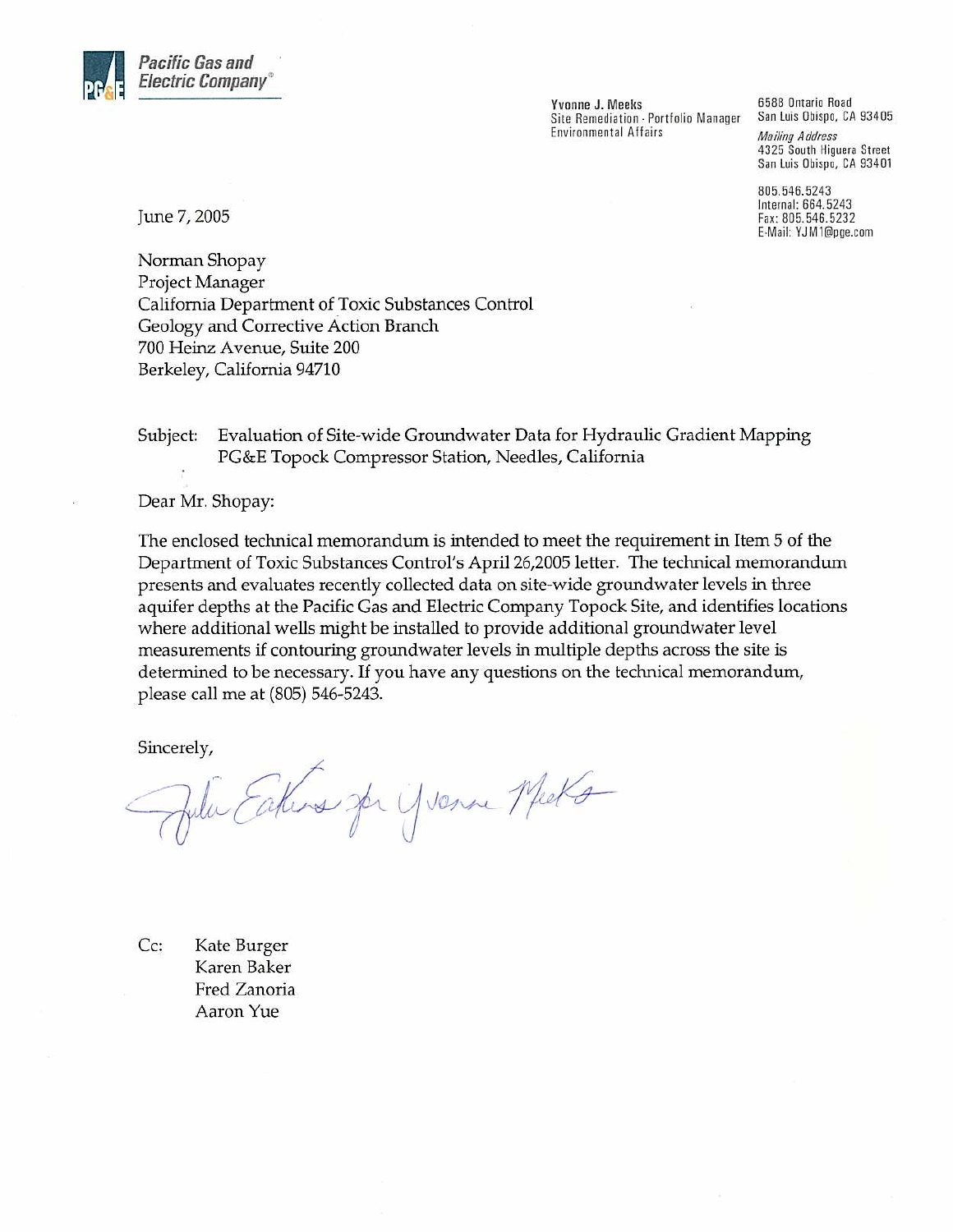**Pacific Gas and Electric Company®**

**Yvonne J. Meeks**
Site Remediation - Portfolio Manager
Environmental Affairs

6588 Ontario Road
San Luis Obispo, CA 93405

*Mailing Address*
4325 South Higuera Street
San Luis Obispo, CA 93401

805.546.5243
Internal: 664.5243
Fax: 805.546.5232
E-Mail: YJM1@pge.com

June 7, 2005

Norman Shopay
Project Manager
California Department of Toxic Substances Control
Geology and Corrective Action Branch
700 Heinz Avenue, Suite 200
Berkeley, California 94710

Subject: Evaluation of Site-wide Groundwater Data for Hydraulic Gradient Mapping
PG&E Topock Compressor Station, Needles, California

Dear Mr. Shopay:

The enclosed technical memorandum is intended to meet the requirement in Item 5 of the Department of Toxic Substances Control's April 26,2005 letter. The technical memorandum presents and evaluates recently collected data on site-wide groundwater levels in three aquifer depths at the Pacific Gas and Electric Company Topock Site, and identifies locations where additional wells might be installed to provide additional groundwater level measurements if contouring groundwater levels in multiple depths across the site is determined to be necessary. If you have any questions on the technical memorandum, please call me at (805) 546-5243.

Sincerely,

Julie Eakins for Yvonne Meeks

Cc: Kate Burger
Karen Baker
Fred Zanoria
Aaron Yue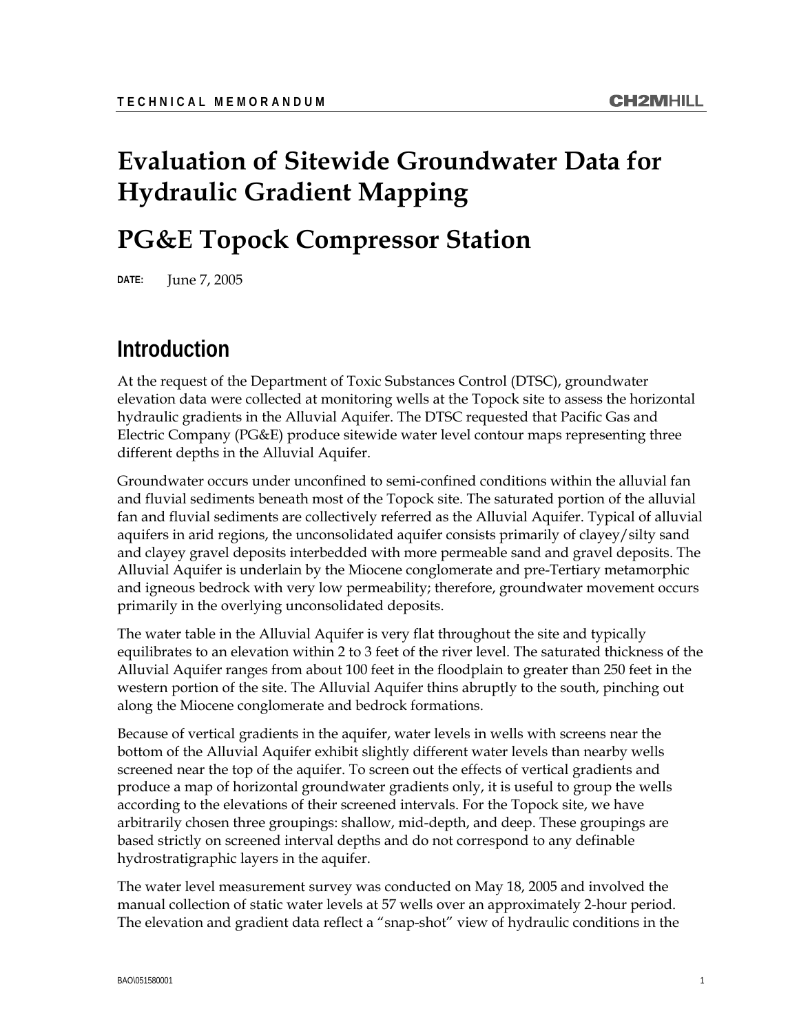# Evaluation of Sitewide Groundwater Data for Hydraulic Gradient Mapping

## PG&E Topock Compressor Station

**DATE:** June 7, 2005

## Introduction

At the request of the Department of Toxic Substances Control (DTSC), groundwater elevation data were collected at monitoring wells at the Topock site to assess the horizontal hydraulic gradients in the Alluvial Aquifer. The DTSC requested that Pacific Gas and Electric Company (PG&E) produce sitewide water level contour maps representing three different depths in the Alluvial Aquifer.

Groundwater occurs under unconfined to semi-confined conditions within the alluvial fan and fluvial sediments beneath most of the Topock site. The saturated portion of the alluvial fan and fluvial sediments are collectively referred as the Alluvial Aquifer. Typical of alluvial aquifers in arid regions, the unconsolidated aquifer consists primarily of clayey/silty sand and clayey gravel deposits interbedded with more permeable sand and gravel deposits. The Alluvial Aquifer is underlain by the Miocene conglomerate and pre-Tertiary metamorphic and igneous bedrock with very low permeability; therefore, groundwater movement occurs primarily in the overlying unconsolidated deposits.

The water table in the Alluvial Aquifer is very flat throughout the site and typically equilibrates to an elevation within 2 to 3 feet of the river level. The saturated thickness of the Alluvial Aquifer ranges from about 100 feet in the floodplain to greater than 250 feet in the western portion of the site. The Alluvial Aquifer thins abruptly to the south, pinching out along the Miocene conglomerate and bedrock formations.

Because of vertical gradients in the aquifer, water levels in wells with screens near the bottom of the Alluvial Aquifer exhibit slightly different water levels than nearby wells screened near the top of the aquifer. To screen out the effects of vertical gradients and produce a map of horizontal groundwater gradients only, it is useful to group the wells according to the elevations of their screened intervals. For the Topock site, we have arbitrarily chosen three groupings: shallow, mid-depth, and deep. These groupings are based strictly on screened interval depths and do not correspond to any definable hydrostratigraphic layers in the aquifer.

The water level measurement survey was conducted on May 18, 2005 and involved the manual collection of static water levels at 57 wells over an approximately 2-hour period. The elevation and gradient data reflect a "snap-shot" view of hydraulic conditions in the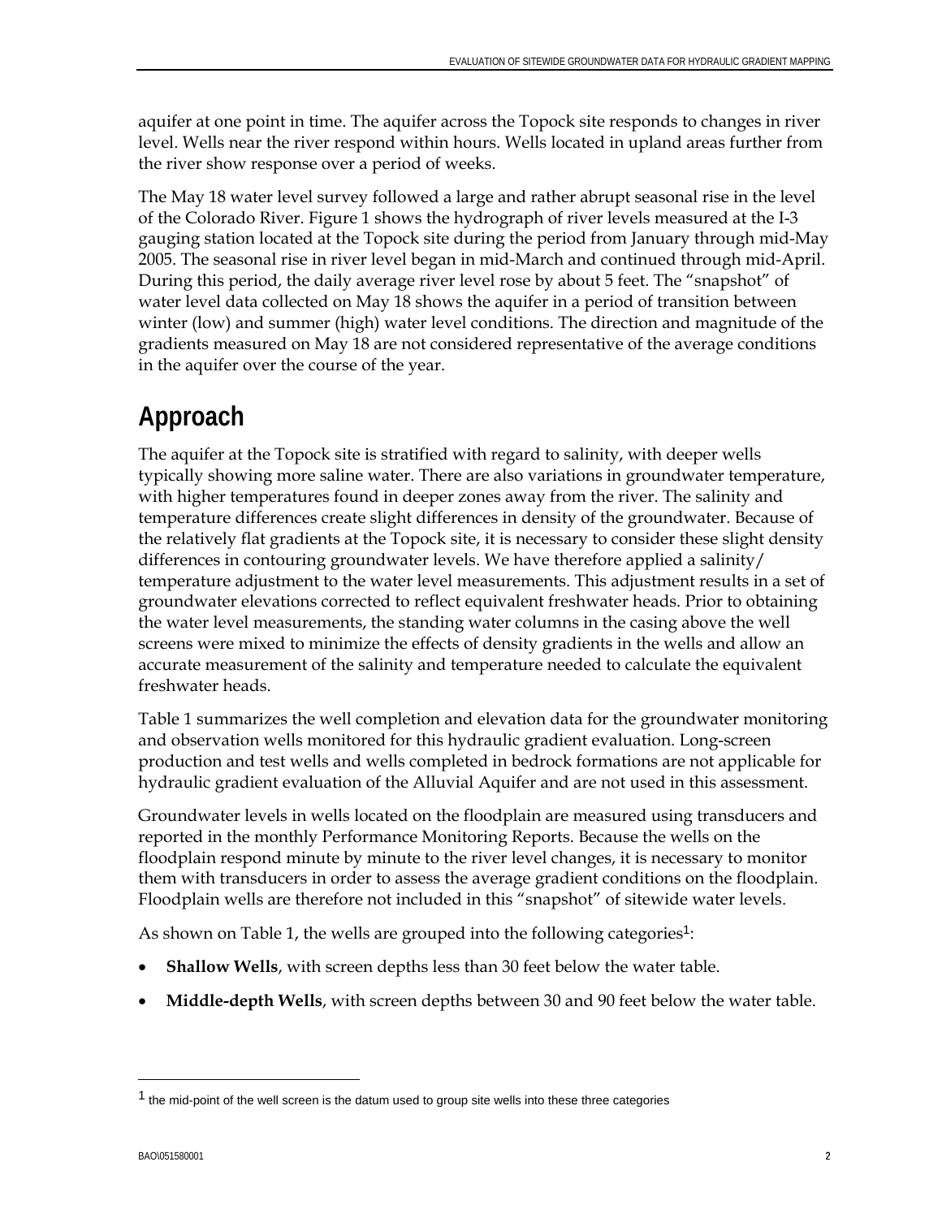aquifer at one point in time. The aquifer across the Topock site responds to changes in river level. Wells near the river respond within hours. Wells located in upland areas further from the river show response over a period of weeks.

The May 18 water level survey followed a large and rather abrupt seasonal rise in the level of the Colorado River. Figure 1 shows the hydrograph of river levels measured at the I-3 gauging station located at the Topock site during the period from January through mid-May 2005. The seasonal rise in river level began in mid-March and continued through mid-April. During this period, the daily average river level rose by about 5 feet. The "snapshot" of water level data collected on May 18 shows the aquifer in a period of transition between winter (low) and summer (high) water level conditions. The direction and magnitude of the gradients measured on May 18 are not considered representative of the average conditions in the aquifer over the course of the year.

# Approach

The aquifer at the Topock site is stratified with regard to salinity, with deeper wells typically showing more saline water. There are also variations in groundwater temperature, with higher temperatures found in deeper zones away from the river. The salinity and temperature differences create slight differences in density of the groundwater. Because of the relatively flat gradients at the Topock site, it is necessary to consider these slight density differences in contouring groundwater levels. We have therefore applied a salinity/ temperature adjustment to the water level measurements. This adjustment results in a set of groundwater elevations corrected to reflect equivalent freshwater heads. Prior to obtaining the water level measurements, the standing water columns in the casing above the well screens were mixed to minimize the effects of density gradients in the wells and allow an accurate measurement of the salinity and temperature needed to calculate the equivalent freshwater heads.

Table 1 summarizes the well completion and elevation data for the groundwater monitoring and observation wells monitored for this hydraulic gradient evaluation. Long-screen production and test wells and wells completed in bedrock formations are not applicable for hydraulic gradient evaluation of the Alluvial Aquifer and are not used in this assessment.

Groundwater levels in wells located on the floodplain are measured using transducers and reported in the monthly Performance Monitoring Reports. Because the wells on the floodplain respond minute by minute to the river level changes, it is necessary to monitor them with transducers in order to assess the average gradient conditions on the floodplain. Floodplain wells are therefore not included in this "snapshot" of sitewide water levels.

As shown on Table 1, the wells are grouped into the following categories[1]:

- **Shallow Wells**, with screen depths less than 30 feet below the water table.
- **Middle-depth Wells**, with screen depths between 30 and 90 feet below the water table.

[1] the mid-point of the well screen is the datum used to group site wells into these three categories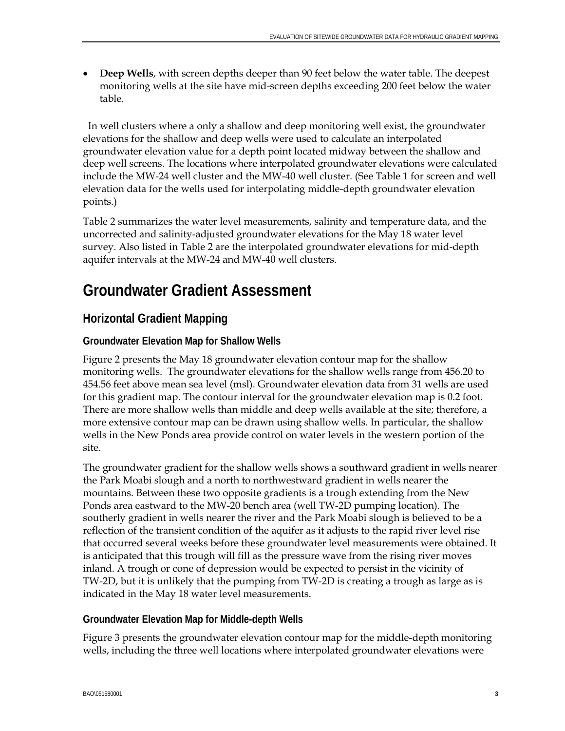- **Deep Wells**, with screen depths deeper than 90 feet below the water table. The deepest monitoring wells at the site have mid-screen depths exceeding 200 feet below the water table.

In well clusters where a only a shallow and deep monitoring well exist, the groundwater elevations for the shallow and deep wells were used to calculate an interpolated groundwater elevation value for a depth point located midway between the shallow and deep well screens. The locations where interpolated groundwater elevations were calculated include the MW-24 well cluster and the MW-40 well cluster. (See Table 1 for screen and well elevation data for the wells used for interpolating middle-depth groundwater elevation points.)

Table 2 summarizes the water level measurements, salinity and temperature data, and the uncorrected and salinity-adjusted groundwater elevations for the May 18 water level survey. Also listed in Table 2 are the interpolated groundwater elevations for mid-depth aquifer intervals at the MW-24 and MW-40 well clusters.

# Groundwater Gradient Assessment

## Horizontal Gradient Mapping

### Groundwater Elevation Map for Shallow Wells

Figure 2 presents the May 18 groundwater elevation contour map for the shallow monitoring wells. The groundwater elevations for the shallow wells range from 456.20 to 454.56 feet above mean sea level (msl). Groundwater elevation data from 31 wells are used for this gradient map. The contour interval for the groundwater elevation map is 0.2 foot. There are more shallow wells than middle and deep wells available at the site; therefore, a more extensive contour map can be drawn using shallow wells. In particular, the shallow wells in the New Ponds area provide control on water levels in the western portion of the site.

The groundwater gradient for the shallow wells shows a southward gradient in wells nearer the Park Moabi slough and a north to northwestward gradient in wells nearer the mountains. Between these two opposite gradients is a trough extending from the New Ponds area eastward to the MW-20 bench area (well TW-2D pumping location). The southerly gradient in wells nearer the river and the Park Moabi slough is believed to be a reflection of the transient condition of the aquifer as it adjusts to the rapid river level rise that occurred several weeks before these groundwater level measurements were obtained. It is anticipated that this trough will fill as the pressure wave from the rising river moves inland. A trough or cone of depression would be expected to persist in the vicinity of TW-2D, but it is unlikely that the pumping from TW-2D is creating a trough as large as is indicated in the May 18 water level measurements.

### Groundwater Elevation Map for Middle-depth Wells

Figure 3 presents the groundwater elevation contour map for the middle-depth monitoring wells, including the three well locations where interpolated groundwater elevations were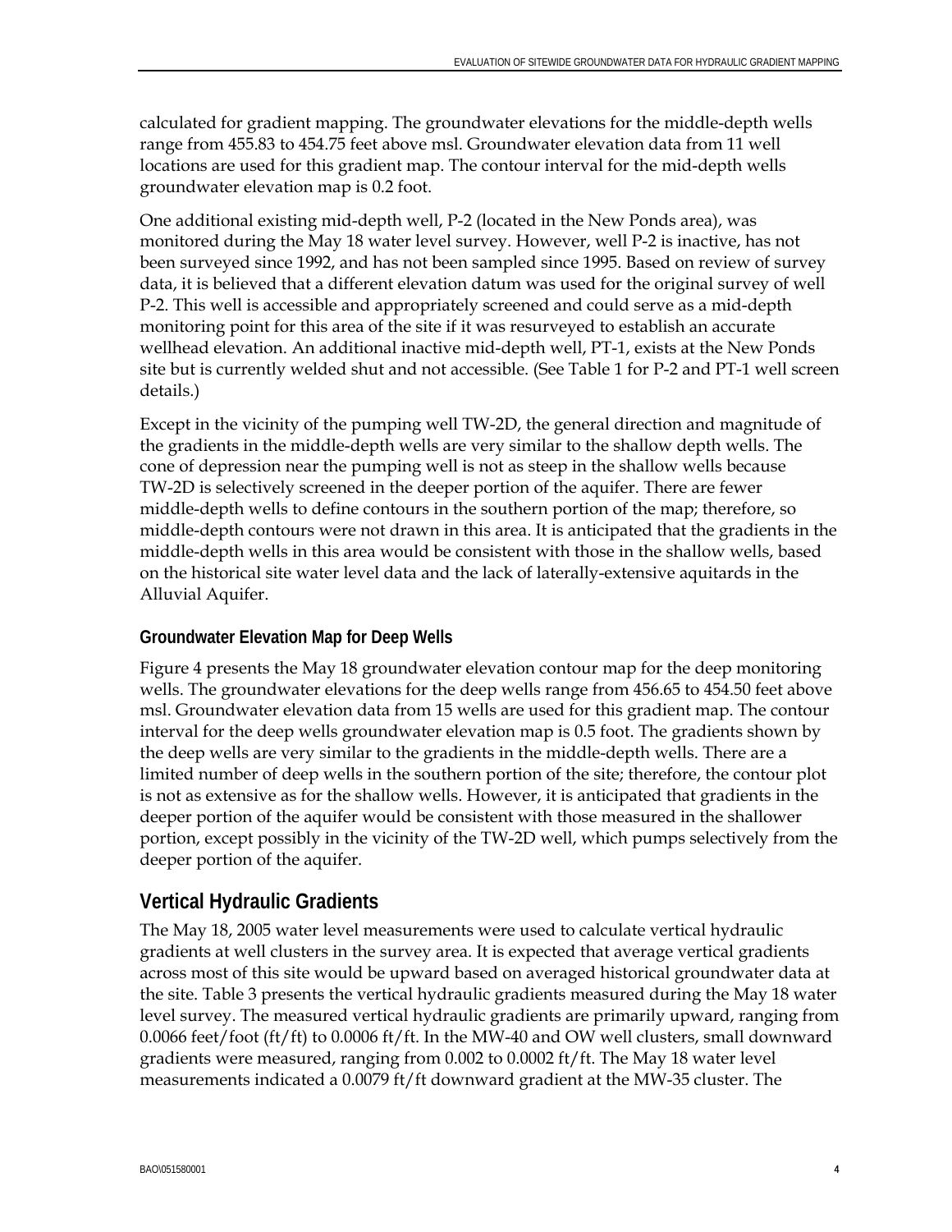calculated for gradient mapping. The groundwater elevations for the middle-depth wells range from 455.83 to 454.75 feet above msl. Groundwater elevation data from 11 well locations are used for this gradient map. The contour interval for the mid-depth wells groundwater elevation map is 0.2 foot.

One additional existing mid-depth well, P-2 (located in the New Ponds area), was monitored during the May 18 water level survey. However, well P-2 is inactive, has not been surveyed since 1992, and has not been sampled since 1995. Based on review of survey data, it is believed that a different elevation datum was used for the original survey of well P-2. This well is accessible and appropriately screened and could serve as a mid-depth monitoring point for this area of the site if it was resurveyed to establish an accurate wellhead elevation. An additional inactive mid-depth well, PT-1, exists at the New Ponds site but is currently welded shut and not accessible. (See Table 1 for P-2 and PT-1 well screen details.)

Except in the vicinity of the pumping well TW-2D, the general direction and magnitude of the gradients in the middle-depth wells are very similar to the shallow depth wells. The cone of depression near the pumping well is not as steep in the shallow wells because TW-2D is selectively screened in the deeper portion of the aquifer. There are fewer middle-depth wells to define contours in the southern portion of the map; therefore, so middle-depth contours were not drawn in this area. It is anticipated that the gradients in the middle-depth wells in this area would be consistent with those in the shallow wells, based on the historical site water level data and the lack of laterally-extensive aquitards in the Alluvial Aquifer.

### Groundwater Elevation Map for Deep Wells

Figure 4 presents the May 18 groundwater elevation contour map for the deep monitoring wells. The groundwater elevations for the deep wells range from 456.65 to 454.50 feet above msl. Groundwater elevation data from 15 wells are used for this gradient map. The contour interval for the deep wells groundwater elevation map is 0.5 foot. The gradients shown by the deep wells are very similar to the gradients in the middle-depth wells. There are a limited number of deep wells in the southern portion of the site; therefore, the contour plot is not as extensive as for the shallow wells. However, it is anticipated that gradients in the deeper portion of the aquifer would be consistent with those measured in the shallower portion, except possibly in the vicinity of the TW-2D well, which pumps selectively from the deeper portion of the aquifer.

## Vertical Hydraulic Gradients

The May 18, 2005 water level measurements were used to calculate vertical hydraulic gradients at well clusters in the survey area. It is expected that average vertical gradients across most of this site would be upward based on averaged historical groundwater data at the site. Table 3 presents the vertical hydraulic gradients measured during the May 18 water level survey. The measured vertical hydraulic gradients are primarily upward, ranging from 0.0066 feet/foot (ft/ft) to 0.0006 ft/ft. In the MW-40 and OW well clusters, small downward gradients were measured, ranging from 0.002 to 0.0002 ft/ft. The May 18 water level measurements indicated a 0.0079 ft/ft downward gradient at the MW-35 cluster. The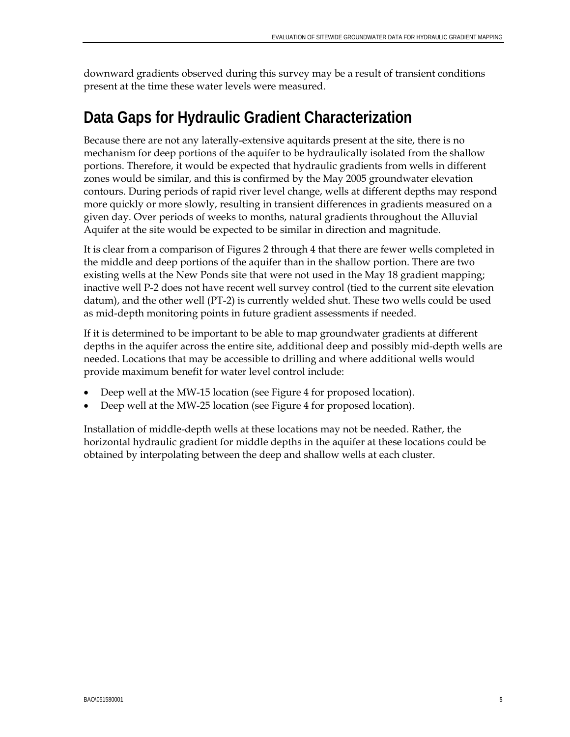downward gradients observed during this survey may be a result of transient conditions present at the time these water levels were measured.

## Data Gaps for Hydraulic Gradient Characterization

Because there are not any laterally-extensive aquitards present at the site, there is no mechanism for deep portions of the aquifer to be hydraulically isolated from the shallow portions. Therefore, it would be expected that hydraulic gradients from wells in different zones would be similar, and this is confirmed by the May 2005 groundwater elevation contours. During periods of rapid river level change, wells at different depths may respond more quickly or more slowly, resulting in transient differences in gradients measured on a given day. Over periods of weeks to months, natural gradients throughout the Alluvial Aquifer at the site would be expected to be similar in direction and magnitude.

It is clear from a comparison of Figures 2 through 4 that there are fewer wells completed in the middle and deep portions of the aquifer than in the shallow portion. There are two existing wells at the New Ponds site that were not used in the May 18 gradient mapping; inactive well P-2 does not have recent well survey control (tied to the current site elevation datum), and the other well (PT-2) is currently welded shut. These two wells could be used as mid-depth monitoring points in future gradient assessments if needed.

If it is determined to be important to be able to map groundwater gradients at different depths in the aquifer across the entire site, additional deep and possibly mid-depth wells are needed. Locations that may be accessible to drilling and where additional wells would provide maximum benefit for water level control include:

- Deep well at the MW-15 location (see Figure 4 for proposed location).
- Deep well at the MW-25 location (see Figure 4 for proposed location).

Installation of middle-depth wells at these locations may not be needed. Rather, the horizontal hydraulic gradient for middle depths in the aquifer at these locations could be obtained by interpolating between the deep and shallow wells at each cluster.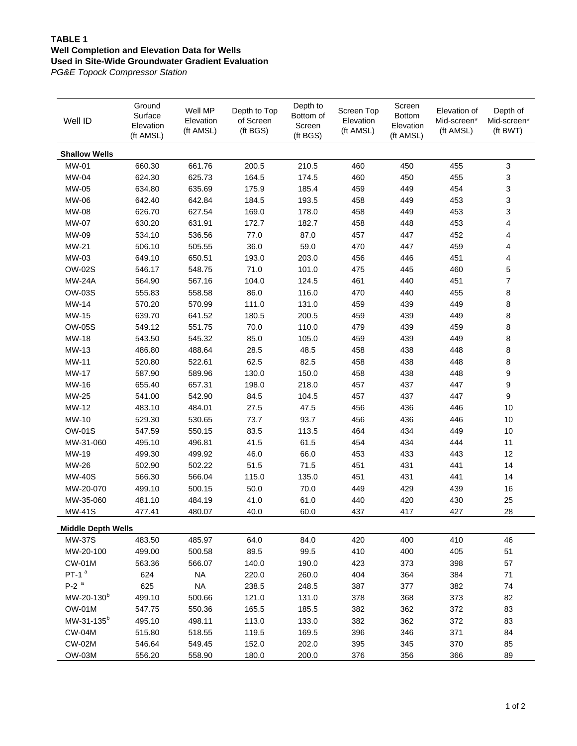**TABLE 1**
**Well Completion and Elevation Data for Wells**
**Used in Site-Wide Groundwater Gradient Evaluation**
*PG&E Topock Compressor Station*

| Well ID | Ground Surface Elevation (ft AMSL) | Well MP Elevation (ft AMSL) | Depth to Top of Screen (ft BGS) | Depth to Bottom of Screen (ft BGS) | Screen Top Elevation (ft AMSL) | Screen Bottom Elevation (ft AMSL) | Elevation of Mid-screen* (ft AMSL) | Depth of Mid-screen* (ft BWT) |
|---|---|---|---|---|---|---|---|---|
| **Shallow Wells** | | | | | | | | |
| MW-01 | 660.30 | 661.76 | 200.5 | 210.5 | 460 | 450 | 455 | 3 |
| MW-04 | 624.30 | 625.73 | 164.5 | 174.5 | 460 | 450 | 455 | 3 |
| MW-05 | 634.80 | 635.69 | 175.9 | 185.4 | 459 | 449 | 454 | 3 |
| MW-06 | 642.40 | 642.84 | 184.5 | 193.5 | 458 | 449 | 453 | 3 |
| MW-08 | 626.70 | 627.54 | 169.0 | 178.0 | 458 | 449 | 453 | 3 |
| MW-07 | 630.20 | 631.91 | 172.7 | 182.7 | 458 | 448 | 453 | 4 |
| MW-09 | 534.10 | 536.56 | 77.0 | 87.0 | 457 | 447 | 452 | 4 |
| MW-21 | 506.10 | 505.55 | 36.0 | 59.0 | 470 | 447 | 459 | 4 |
| MW-03 | 649.10 | 650.51 | 193.0 | 203.0 | 456 | 446 | 451 | 4 |
| OW-02S | 546.17 | 548.75 | 71.0 | 101.0 | 475 | 445 | 460 | 5 |
| MW-24A | 564.90 | 567.16 | 104.0 | 124.5 | 461 | 440 | 451 | 7 |
| OW-03S | 555.83 | 558.58 | 86.0 | 116.0 | 470 | 440 | 455 | 8 |
| MW-14 | 570.20 | 570.99 | 111.0 | 131.0 | 459 | 439 | 449 | 8 |
| MW-15 | 639.70 | 641.52 | 180.5 | 200.5 | 459 | 439 | 449 | 8 |
| OW-05S | 549.12 | 551.75 | 70.0 | 110.0 | 479 | 439 | 459 | 8 |
| MW-18 | 543.50 | 545.32 | 85.0 | 105.0 | 459 | 439 | 449 | 8 |
| MW-13 | 486.80 | 488.64 | 28.5 | 48.5 | 458 | 438 | 448 | 8 |
| MW-11 | 520.80 | 522.61 | 62.5 | 82.5 | 458 | 438 | 448 | 8 |
| MW-17 | 587.90 | 589.96 | 130.0 | 150.0 | 458 | 438 | 448 | 9 |
| MW-16 | 655.40 | 657.31 | 198.0 | 218.0 | 457 | 437 | 447 | 9 |
| MW-25 | 541.00 | 542.90 | 84.5 | 104.5 | 457 | 437 | 447 | 9 |
| MW-12 | 483.10 | 484.01 | 27.5 | 47.5 | 456 | 436 | 446 | 10 |
| MW-10 | 529.30 | 530.65 | 73.7 | 93.7 | 456 | 436 | 446 | 10 |
| OW-01S | 547.59 | 550.15 | 83.5 | 113.5 | 464 | 434 | 449 | 10 |
| MW-31-060 | 495.10 | 496.81 | 41.5 | 61.5 | 454 | 434 | 444 | 11 |
| MW-19 | 499.30 | 499.92 | 46.0 | 66.0 | 453 | 433 | 443 | 12 |
| MW-26 | 502.90 | 502.22 | 51.5 | 71.5 | 451 | 431 | 441 | 14 |
| MW-40S | 566.30 | 566.04 | 115.0 | 135.0 | 451 | 431 | 441 | 14 |
| MW-20-070 | 499.10 | 500.15 | 50.0 | 70.0 | 449 | 429 | 439 | 16 |
| MW-35-060 | 481.10 | 484.19 | 41.0 | 61.0 | 440 | 420 | 430 | 25 |
| MW-41S | 477.41 | 480.07 | 40.0 | 60.0 | 437 | 417 | 427 | 28 |
| **Middle Depth Wells** | | | | | | | | |
| MW-37S | 483.50 | 485.97 | 64.0 | 84.0 | 420 | 400 | 410 | 46 |
| MW-20-100 | 499.00 | 500.58 | 89.5 | 99.5 | 410 | 400 | 405 | 51 |
| CW-01M | 563.36 | 566.07 | 140.0 | 190.0 | 423 | 373 | 398 | 57 |
| PT-1 [a] | 624 | NA | 220.0 | 260.0 | 404 | 364 | 384 | 71 |
| P-2 [a] | 625 | NA | 238.5 | 248.5 | 387 | 377 | 382 | 74 |
| MW-20-130[b] | 499.10 | 500.66 | 121.0 | 131.0 | 378 | 368 | 373 | 82 |
| OW-01M | 547.75 | 550.36 | 165.5 | 185.5 | 382 | 362 | 372 | 83 |
| MW-31-135[b] | 495.10 | 498.11 | 113.0 | 133.0 | 382 | 362 | 372 | 83 |
| CW-04M | 515.80 | 518.55 | 119.5 | 169.5 | 396 | 346 | 371 | 84 |
| CW-02M | 546.64 | 549.45 | 152.0 | 202.0 | 395 | 345 | 370 | 85 |
| OW-03M | 556.20 | 558.90 | 180.0 | 200.0 | 376 | 356 | 366 | 89 |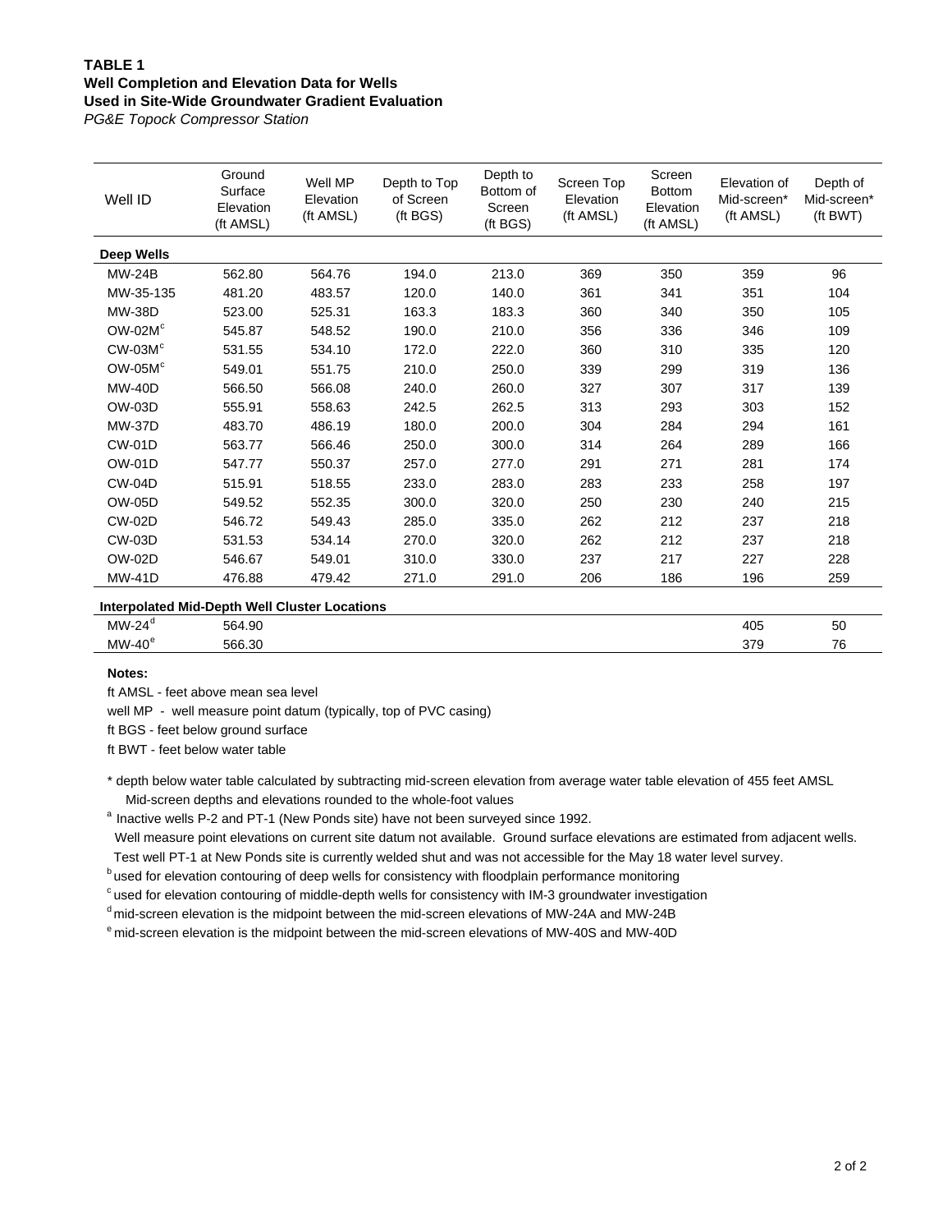**TABLE 1**
**Well Completion and Elevation Data for Wells**
**Used in Site-Wide Groundwater Gradient Evaluation**
*PG&E Topock Compressor Station*

| Well ID | Ground Surface Elevation (ft AMSL) | Well MP Elevation (ft AMSL) | Depth to Top of Screen (ft BGS) | Depth to Bottom of Screen (ft BGS) | Screen Top Elevation (ft AMSL) | Screen Bottom Elevation (ft AMSL) | Elevation of Mid-screen* (ft AMSL) | Depth of Mid-screen* (ft BWT) |
|---|---|---|---|---|---|---|---|---|
| **Deep Wells** | | | | | | | | |
| MW-24B | 562.80 | 564.76 | 194.0 | 213.0 | 369 | 350 | 359 | 96 |
| MW-35-135 | 481.20 | 483.57 | 120.0 | 140.0 | 361 | 341 | 351 | 104 |
| MW-38D | 523.00 | 525.31 | 163.3 | 183.3 | 360 | 340 | 350 | 105 |
| OW-02M[c] | 545.87 | 548.52 | 190.0 | 210.0 | 356 | 336 | 346 | 109 |
| CW-03M[c] | 531.55 | 534.10 | 172.0 | 222.0 | 360 | 310 | 335 | 120 |
| OW-05M[c] | 549.01 | 551.75 | 210.0 | 250.0 | 339 | 299 | 319 | 136 |
| MW-40D | 566.50 | 566.08 | 240.0 | 260.0 | 327 | 307 | 317 | 139 |
| OW-03D | 555.91 | 558.63 | 242.5 | 262.5 | 313 | 293 | 303 | 152 |
| MW-37D | 483.70 | 486.19 | 180.0 | 200.0 | 304 | 284 | 294 | 161 |
| CW-01D | 563.77 | 566.46 | 250.0 | 300.0 | 314 | 264 | 289 | 166 |
| OW-01D | 547.77 | 550.37 | 257.0 | 277.0 | 291 | 271 | 281 | 174 |
| CW-04D | 515.91 | 518.55 | 233.0 | 283.0 | 283 | 233 | 258 | 197 |
| OW-05D | 549.52 | 552.35 | 300.0 | 320.0 | 250 | 230 | 240 | 215 |
| CW-02D | 546.72 | 549.43 | 285.0 | 335.0 | 262 | 212 | 237 | 218 |
| CW-03D | 531.53 | 534.14 | 270.0 | 320.0 | 262 | 212 | 237 | 218 |
| OW-02D | 546.67 | 549.01 | 310.0 | 330.0 | 237 | 217 | 227 | 228 |
| MW-41D | 476.88 | 479.42 | 271.0 | 291.0 | 206 | 186 | 196 | 259 |
| **Interpolated Mid-Depth Well Cluster Locations** | | | | | | | | |
| MW-24[d] | 564.90 | | | | | | 405 | 50 |
| MW-40[e] | 566.30 | | | | | | 379 | 76 |

**Notes:**

ft AMSL - feet above mean sea level

well MP - well measure point datum (typically, top of PVC casing)

ft BGS - feet below ground surface

ft BWT - feet below water table

\* depth below water table calculated by subtracting mid-screen elevation from average water table elevation of 455 feet AMSL
Mid-screen depths and elevations rounded to the whole-foot values

[a] Inactive wells P-2 and PT-1 (New Ponds site) have not been surveyed since 1992.
Well measure point elevations on current site datum not available. Ground surface elevations are estimated from adjacent wells.
Test well PT-1 at New Ponds site is currently welded shut and was not accessible for the May 18 water level survey.

[b] used for elevation contouring of deep wells for consistency with floodplain performance monitoring

[c] used for elevation contouring of middle-depth wells for consistency with IM-3 groundwater investigation

[d] mid-screen elevation is the midpoint between the mid-screen elevations of MW-24A and MW-24B

[e] mid-screen elevation is the midpoint between the mid-screen elevations of MW-40S and MW-40D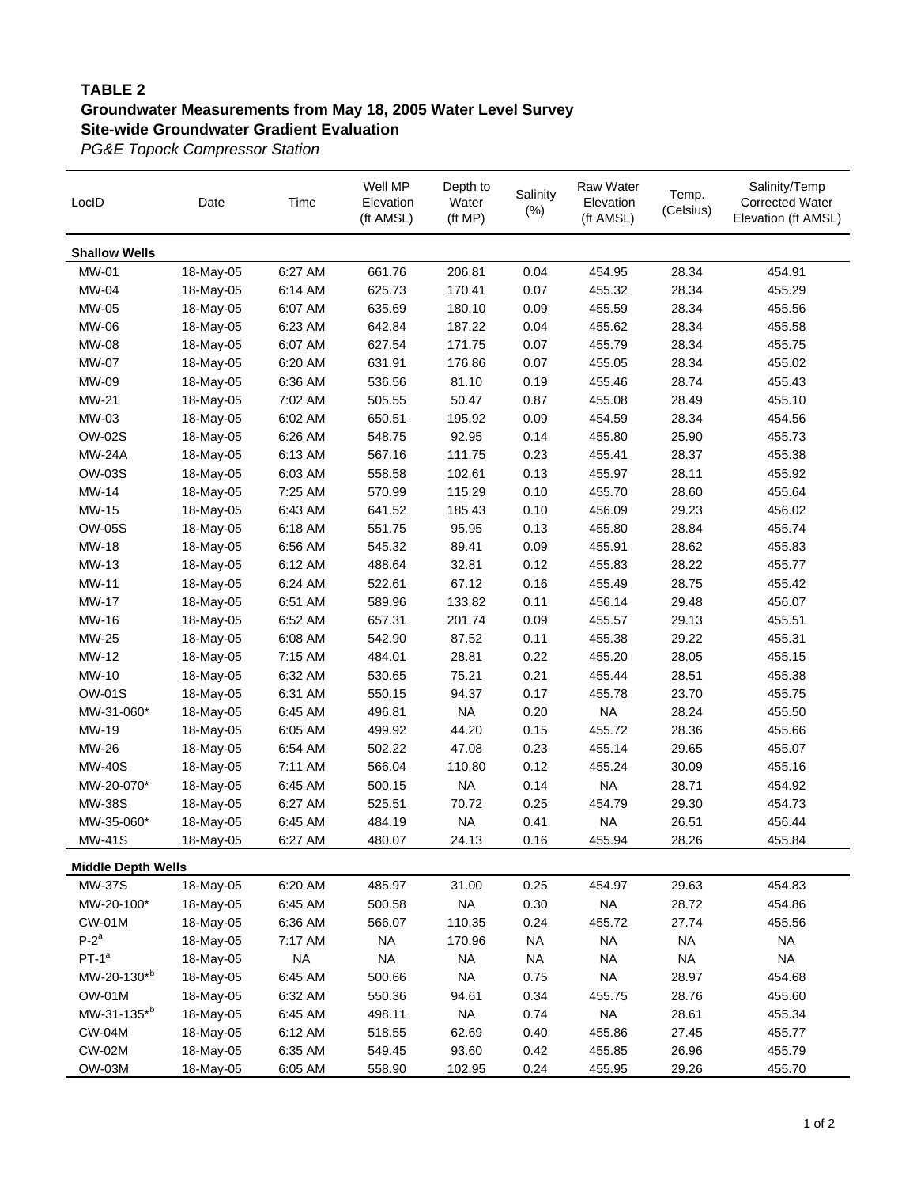**TABLE 2**
**Groundwater Measurements from May 18, 2005 Water Level Survey**
**Site-wide Groundwater Gradient Evaluation**
*PG&E Topock Compressor Station*

| LocID | Date | Time | Well MP Elevation (ft AMSL) | Depth to Water (ft MP) | Salinity (%) | Raw Water Elevation (ft AMSL) | Temp. (Celsius) | Salinity/Temp Corrected Water Elevation (ft AMSL) |
|---|---|---|---|---|---|---|---|---|
| **Shallow Wells** | | | | | | | | |
| MW-01 | 18-May-05 | 6:27 AM | 661.76 | 206.81 | 0.04 | 454.95 | 28.34 | 454.91 |
| MW-04 | 18-May-05 | 6:14 AM | 625.73 | 170.41 | 0.07 | 455.32 | 28.34 | 455.29 |
| MW-05 | 18-May-05 | 6:07 AM | 635.69 | 180.10 | 0.09 | 455.59 | 28.34 | 455.56 |
| MW-06 | 18-May-05 | 6:23 AM | 642.84 | 187.22 | 0.04 | 455.62 | 28.34 | 455.58 |
| MW-08 | 18-May-05 | 6:07 AM | 627.54 | 171.75 | 0.07 | 455.79 | 28.34 | 455.75 |
| MW-07 | 18-May-05 | 6:20 AM | 631.91 | 176.86 | 0.07 | 455.05 | 28.34 | 455.02 |
| MW-09 | 18-May-05 | 6:36 AM | 536.56 | 81.10 | 0.19 | 455.46 | 28.74 | 455.43 |
| MW-21 | 18-May-05 | 7:02 AM | 505.55 | 50.47 | 0.87 | 455.08 | 28.49 | 455.10 |
| MW-03 | 18-May-05 | 6:02 AM | 650.51 | 195.92 | 0.09 | 454.59 | 28.34 | 454.56 |
| OW-02S | 18-May-05 | 6:26 AM | 548.75 | 92.95 | 0.14 | 455.80 | 25.90 | 455.73 |
| MW-24A | 18-May-05 | 6:13 AM | 567.16 | 111.75 | 0.23 | 455.41 | 28.37 | 455.38 |
| OW-03S | 18-May-05 | 6:03 AM | 558.58 | 102.61 | 0.13 | 455.97 | 28.11 | 455.92 |
| MW-14 | 18-May-05 | 7:25 AM | 570.99 | 115.29 | 0.10 | 455.70 | 28.60 | 455.64 |
| MW-15 | 18-May-05 | 6:43 AM | 641.52 | 185.43 | 0.10 | 456.09 | 29.23 | 456.02 |
| OW-05S | 18-May-05 | 6:18 AM | 551.75 | 95.95 | 0.13 | 455.80 | 28.84 | 455.74 |
| MW-18 | 18-May-05 | 6:56 AM | 545.32 | 89.41 | 0.09 | 455.91 | 28.62 | 455.83 |
| MW-13 | 18-May-05 | 6:12 AM | 488.64 | 32.81 | 0.12 | 455.83 | 28.22 | 455.77 |
| MW-11 | 18-May-05 | 6:24 AM | 522.61 | 67.12 | 0.16 | 455.49 | 28.75 | 455.42 |
| MW-17 | 18-May-05 | 6:51 AM | 589.96 | 133.82 | 0.11 | 456.14 | 29.48 | 456.07 |
| MW-16 | 18-May-05 | 6:52 AM | 657.31 | 201.74 | 0.09 | 455.57 | 29.13 | 455.51 |
| MW-25 | 18-May-05 | 6:08 AM | 542.90 | 87.52 | 0.11 | 455.38 | 29.22 | 455.31 |
| MW-12 | 18-May-05 | 7:15 AM | 484.01 | 28.81 | 0.22 | 455.20 | 28.05 | 455.15 |
| MW-10 | 18-May-05 | 6:32 AM | 530.65 | 75.21 | 0.21 | 455.44 | 28.51 | 455.38 |
| OW-01S | 18-May-05 | 6:31 AM | 550.15 | 94.37 | 0.17 | 455.78 | 23.70 | 455.75 |
| MW-31-060* | 18-May-05 | 6:45 AM | 496.81 | NA | 0.20 | NA | 28.24 | 455.50 |
| MW-19 | 18-May-05 | 6:05 AM | 499.92 | 44.20 | 0.15 | 455.72 | 28.36 | 455.66 |
| MW-26 | 18-May-05 | 6:54 AM | 502.22 | 47.08 | 0.23 | 455.14 | 29.65 | 455.07 |
| MW-40S | 18-May-05 | 7:11 AM | 566.04 | 110.80 | 0.12 | 455.24 | 30.09 | 455.16 |
| MW-20-070* | 18-May-05 | 6:45 AM | 500.15 | NA | 0.14 | NA | 28.71 | 454.92 |
| MW-38S | 18-May-05 | 6:27 AM | 525.51 | 70.72 | 0.25 | 454.79 | 29.30 | 454.73 |
| MW-35-060* | 18-May-05 | 6:45 AM | 484.19 | NA | 0.41 | NA | 26.51 | 456.44 |
| MW-41S | 18-May-05 | 6:27 AM | 480.07 | 24.13 | 0.16 | 455.94 | 28.26 | 455.84 |
| **Middle Depth Wells** | | | | | | | | |
| MW-37S | 18-May-05 | 6:20 AM | 485.97 | 31.00 | 0.25 | 454.97 | 29.63 | 454.83 |
| MW-20-100* | 18-May-05 | 6:45 AM | 500.58 | NA | 0.30 | NA | 28.72 | 454.86 |
| CW-01M | 18-May-05 | 6:36 AM | 566.07 | 110.35 | 0.24 | 455.72 | 27.74 | 455.56 |
| P-2[a] | 18-May-05 | 7:17 AM | NA | 170.96 | NA | NA | NA | NA |
| PT-1[a] | 18-May-05 | NA | NA | NA | NA | NA | NA | NA |
| MW-20-130*[b] | 18-May-05 | 6:45 AM | 500.66 | NA | 0.75 | NA | 28.97 | 454.68 |
| OW-01M | 18-May-05 | 6:32 AM | 550.36 | 94.61 | 0.34 | 455.75 | 28.76 | 455.60 |
| MW-31-135*[b] | 18-May-05 | 6:45 AM | 498.11 | NA | 0.74 | NA | 28.61 | 455.34 |
| CW-04M | 18-May-05 | 6:12 AM | 518.55 | 62.69 | 0.40 | 455.86 | 27.45 | 455.77 |
| CW-02M | 18-May-05 | 6:35 AM | 549.45 | 93.60 | 0.42 | 455.85 | 26.96 | 455.79 |
| OW-03M | 18-May-05 | 6:05 AM | 558.90 | 102.95 | 0.24 | 455.95 | 29.26 | 455.70 |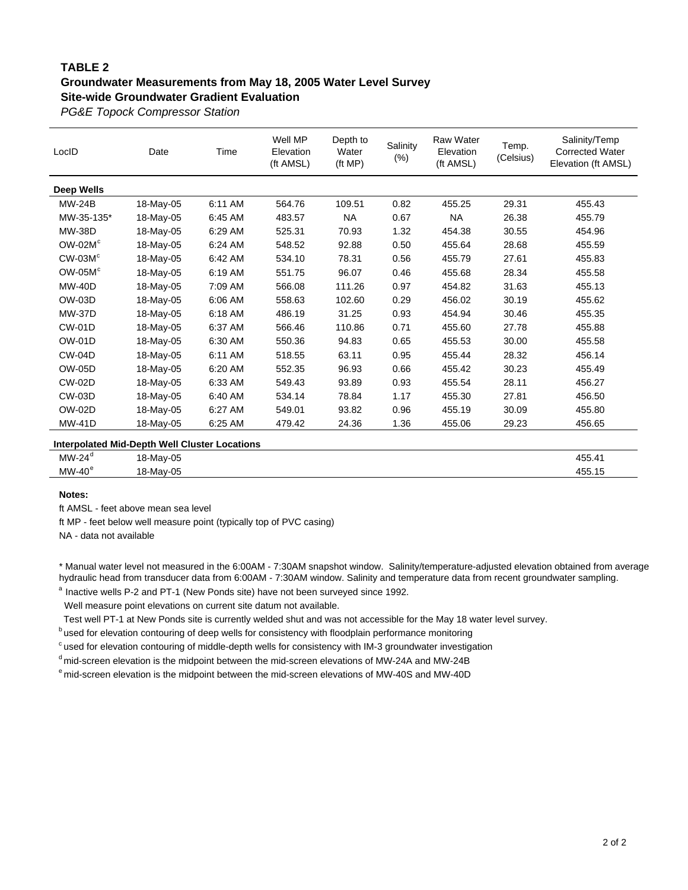**TABLE 2**
**Groundwater Measurements from May 18, 2005 Water Level Survey**
**Site-wide Groundwater Gradient Evaluation**
*PG&E Topock Compressor Station*

| LocID | Date | Time | Well MP Elevation (ft AMSL) | Depth to Water (ft MP) | Salinity (%) | Raw Water Elevation (ft AMSL) | Temp. (Celsius) | Salinity/Temp Corrected Water Elevation (ft AMSL) |
|---|---|---|---|---|---|---|---|---|
| **Deep Wells** | | | | | | | | |
| MW-24B | 18-May-05 | 6:11 AM | 564.76 | 109.51 | 0.82 | 455.25 | 29.31 | 455.43 |
| MW-35-135* | 18-May-05 | 6:45 AM | 483.57 | NA | 0.67 | NA | 26.38 | 455.79 |
| MW-38D | 18-May-05 | 6:29 AM | 525.31 | 70.93 | 1.32 | 454.38 | 30.55 | 454.96 |
| OW-02M[c] | 18-May-05 | 6:24 AM | 548.52 | 92.88 | 0.50 | 455.64 | 28.68 | 455.59 |
| CW-03M[c] | 18-May-05 | 6:42 AM | 534.10 | 78.31 | 0.56 | 455.79 | 27.61 | 455.83 |
| OW-05M[c] | 18-May-05 | 6:19 AM | 551.75 | 96.07 | 0.46 | 455.68 | 28.34 | 455.58 |
| MW-40D | 18-May-05 | 7:09 AM | 566.08 | 111.26 | 0.97 | 454.82 | 31.63 | 455.13 |
| OW-03D | 18-May-05 | 6:06 AM | 558.63 | 102.60 | 0.29 | 456.02 | 30.19 | 455.62 |
| MW-37D | 18-May-05 | 6:18 AM | 486.19 | 31.25 | 0.93 | 454.94 | 30.46 | 455.35 |
| CW-01D | 18-May-05 | 6:37 AM | 566.46 | 110.86 | 0.71 | 455.60 | 27.78 | 455.88 |
| OW-01D | 18-May-05 | 6:30 AM | 550.36 | 94.83 | 0.65 | 455.53 | 30.00 | 455.58 |
| CW-04D | 18-May-05 | 6:11 AM | 518.55 | 63.11 | 0.95 | 455.44 | 28.32 | 456.14 |
| OW-05D | 18-May-05 | 6:20 AM | 552.35 | 96.93 | 0.66 | 455.42 | 30.23 | 455.49 |
| CW-02D | 18-May-05 | 6:33 AM | 549.43 | 93.89 | 0.93 | 455.54 | 28.11 | 456.27 |
| CW-03D | 18-May-05 | 6:40 AM | 534.14 | 78.84 | 1.17 | 455.30 | 27.81 | 456.50 |
| OW-02D | 18-May-05 | 6:27 AM | 549.01 | 93.82 | 0.96 | 455.19 | 30.09 | 455.80 |
| MW-41D | 18-May-05 | 6:25 AM | 479.42 | 24.36 | 1.36 | 455.06 | 29.23 | 456.65 |
| **Interpolated Mid-Depth Well Cluster Locations** | | | | | | | | |
| MW-24[d] | 18-May-05 | | | | | | | 455.41 |
| MW-40[e] | 18-May-05 | | | | | | | 455.15 |

**Notes:**

ft AMSL - feet above mean sea level

ft MP - feet below well measure point (typically top of PVC casing)

NA - data not available

* Manual water level not measured in the 6:00AM - 7:30AM snapshot window. Salinity/temperature-adjusted elevation obtained from average hydraulic head from transducer data from 6:00AM - 7:30AM window. Salinity and temperature data from recent groundwater sampling.

[a] Inactive wells P-2 and PT-1 (New Ponds site) have not been surveyed since 1992.
Well measure point elevations on current site datum not available.
Test well PT-1 at New Ponds site is currently welded shut and was not accessible for the May 18 water level survey.

[b] used for elevation contouring of deep wells for consistency with floodplain performance monitoring

[c] used for elevation contouring of middle-depth wells for consistency with IM-3 groundwater investigation

[d] mid-screen elevation is the midpoint between the mid-screen elevations of MW-24A and MW-24B

[e] mid-screen elevation is the midpoint between the mid-screen elevations of MW-40S and MW-40D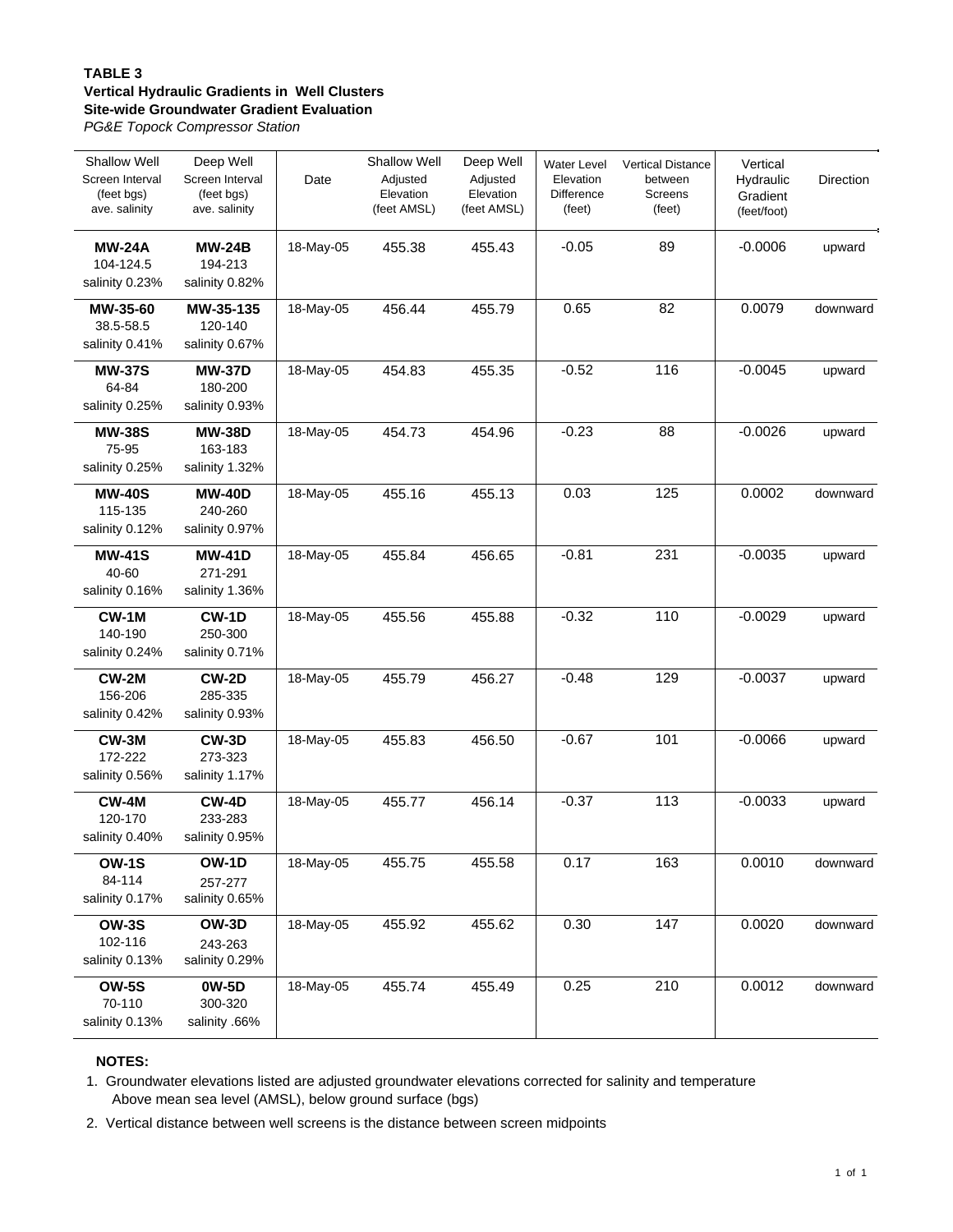**TABLE 3**
**Vertical Hydraulic Gradients in Well Clusters**
**Site-wide Groundwater Gradient Evaluation**
*PG&E Topock Compressor Station*

| Shallow Well Screen Interval (feet bgs) ave. salinity | Deep Well Screen Interval (feet bgs) ave. salinity | Date | Shallow Well Adjusted Elevation (feet AMSL) | Deep Well Adjusted Elevation (feet AMSL) | Water Level Elevation Difference (feet) | Vertical Distance between Screens (feet) | Vertical Hydraulic Gradient (feet/foot) | Direction |
|---|---|---|---|---|---|---|---|---|
| **MW-24A** 104-124.5 salinity 0.23% | **MW-24B** 194-213 salinity 0.82% | 18-May-05 | 455.38 | 455.43 | -0.05 | 89 | -0.0006 | upward |
| **MW-35-60** 38.5-58.5 salinity 0.41% | **MW-35-135** 120-140 salinity 0.67% | 18-May-05 | 456.44 | 455.79 | 0.65 | 82 | 0.0079 | downward |
| **MW-37S** 64-84 salinity 0.25% | **MW-37D** 180-200 salinity 0.93% | 18-May-05 | 454.83 | 455.35 | -0.52 | 116 | -0.0045 | upward |
| **MW-38S** 75-95 salinity 0.25% | **MW-38D** 163-183 salinity 1.32% | 18-May-05 | 454.73 | 454.96 | -0.23 | 88 | -0.0026 | upward |
| **MW-40S** 115-135 salinity 0.12% | **MW-40D** 240-260 salinity 0.97% | 18-May-05 | 455.16 | 455.13 | 0.03 | 125 | 0.0002 | downward |
| **MW-41S** 40-60 salinity 0.16% | **MW-41D** 271-291 salinity 1.36% | 18-May-05 | 455.84 | 456.65 | -0.81 | 231 | -0.0035 | upward |
| **CW-1M** 140-190 salinity 0.24% | **CW-1D** 250-300 salinity 0.71% | 18-May-05 | 455.56 | 455.88 | -0.32 | 110 | -0.0029 | upward |
| **CW-2M** 156-206 salinity 0.42% | **CW-2D** 285-335 salinity 0.93% | 18-May-05 | 455.79 | 456.27 | -0.48 | 129 | -0.0037 | upward |
| **CW-3M** 172-222 salinity 0.56% | **CW-3D** 273-323 salinity 1.17% | 18-May-05 | 455.83 | 456.50 | -0.67 | 101 | -0.0066 | upward |
| **CW-4M** 120-170 salinity 0.40% | **CW-4D** 233-283 salinity 0.95% | 18-May-05 | 455.77 | 456.14 | -0.37 | 113 | -0.0033 | upward |
| **OW-1S** 84-114 salinity 0.17% | **OW-1D** 257-277 salinity 0.65% | 18-May-05 | 455.75 | 455.58 | 0.17 | 163 | 0.0010 | downward |
| **OW-3S** 102-116 salinity 0.13% | **OW-3D** 243-263 salinity 0.29% | 18-May-05 | 455.92 | 455.62 | 0.30 | 147 | 0.0020 | downward |
| **OW-5S** 70-110 salinity 0.13% | **0W-5D** 300-320 salinity .66% | 18-May-05 | 455.74 | 455.49 | 0.25 | 210 | 0.0012 | downward |

**NOTES:**

1. Groundwater elevations listed are adjusted groundwater elevations corrected for salinity and temperature
   Above mean sea level (AMSL), below ground surface (bgs)
2. Vertical distance between well screens is the distance between screen midpoints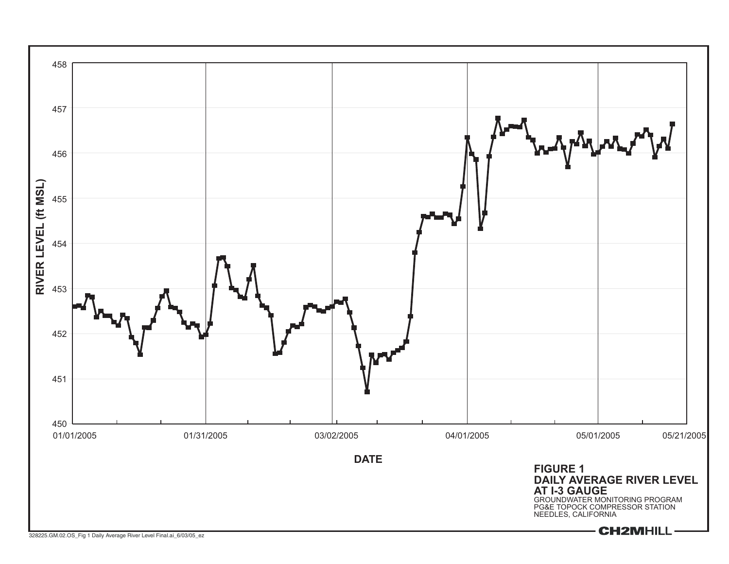RIVER LEVEL (ft MSL)

458

457

456

455

454

453

452

451

450

01/01/2005 01/31/2005 03/02/2005 04/01/2005 05/01/2005 05/21/2005

DATE

**FIGURE 1**
**DAILY AVERAGE RIVER LEVEL AT I-3 GAUGE**
GROUNDWATER MONITORING PROGRAM
PG&E TOPOCK COMPRESSOR STATION
NEEDLES, CALIFORNIA

**CH2MHILL**

328225.GM.02.OS_Fig 1 Daily Average River Level Final.ai_6/03/05_ez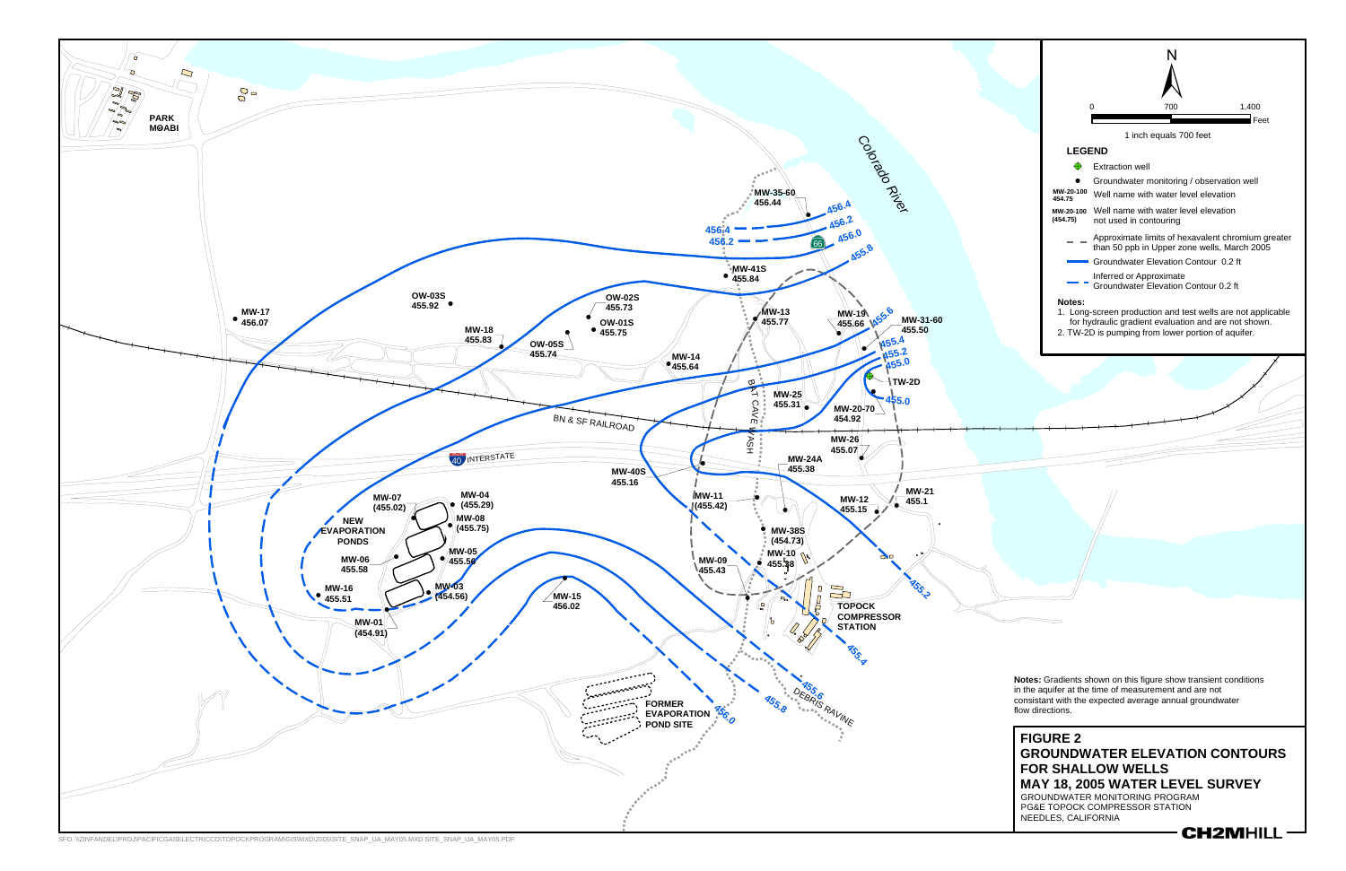# FIGURE 2
## GROUNDWATER ELEVATION CONTOURS FOR SHALLOW WELLS
## MAY 18, 2005 WATER LEVEL SURVEY

GROUNDWATER MONITORING PROGRAM
PG&E TOPOCK COMPRESSOR STATION
NEEDLES, CALIFORNIA

N

0 700 1,400 Feet

1 inch equals 700 feet

**LEGEND**

- Extraction well
- Groundwater monitoring / observation well
- MW-20-100 454.75 — Well name with water level elevation
- MW-20-100 (454.75) — Well name with water level elevation not used in contouring
- Approximate limits of hexavalent chromium greater than 50 ppb in Upper zone wells, March 2005
- Groundwater Elevation Contour 0.2 ft
- Inferred or Approximate Groundwater Elevation Contour 0.2 ft

**Notes:**
1. Long-screen production and test wells are not applicable for hydraulic gradient evaluation and are not shown.
2. TW-2D is pumping from lower portion of aquifer.

**Notes:** Gradients shown on this figure show transient conditions in the aquifer at the time of measurement and are not consistant with the expected average annual groundwater flow directions.

| Well | Water Level Elevation |
|---|---|
| MW-17 | 456.07 |
| OW-03S | 455.92 |
| MW-18 | 455.83 |
| OW-05S | 455.74 |
| OW-02S | 455.73 |
| OW-01S | 455.75 |
| MW-14 | 455.64 |
| MW-35-60 | 456.44 |
| MW-41S | 455.84 |
| MW-13 | 455.77 |
| MW-19 | 455.66 |
| MW-31-60 | 455.50 |
| TW-2D | |
| MW-25 | 455.31 |
| MW-20-70 | 454.92 |
| MW-26 | 455.07 |
| MW-24A | 455.38 |
| MW-40S | 455.16 |
| MW-11 | (455.42) |
| MW-12 | 455.15 |
| MW-21 | 455.1 |
| MW-38S | (454.73) |
| MW-10 | 455.38 |
| MW-09 | 455.43 |
| MW-07 | (455.02) |
| MW-04 | (455.29) |
| MW-08 | (455.75) |
| MW-05 | 455.56 |
| MW-06 | 455.58 |
| MW-03 | (454.56) |
| MW-16 | 455.51 |
| MW-01 | (454.91) |
| MW-15 | 456.02 |

Contours: 456.4, 456.2, 456.0, 455.8, 455.6, 455.4, 455.2, 455.0

PARK MOABI · Colorado River · BN & SF RAILROAD · INTERSTATE 40 · BAT CAVE WASH · NEW EVAPORATION PONDS · TOPOCK COMPRESSOR STATION · FORMER EVAPORATION POND SITE · DEBRIS RAVINE

CH2MHILL

SFO \\ZINFANDEL\PROJ\PACIFICGASELECTRICCO\TOPOCKPROGRAM\GIS\MXD\2005\SITE_SNAP_UA_MAY05.MXD SITE_SNAP_UA_MAY05.PDF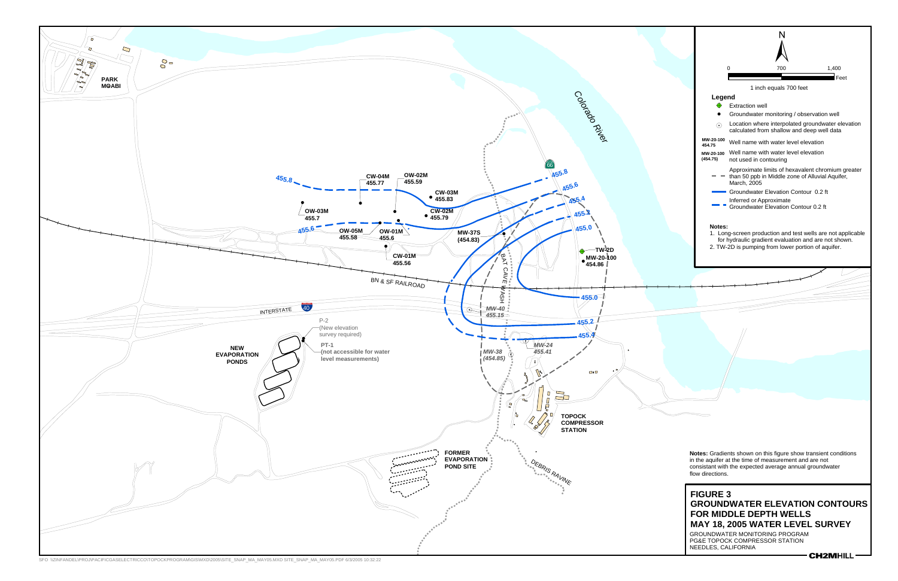# FIGURE 3
## GROUNDWATER ELEVATION CONTOURS FOR MIDDLE DEPTH WELLS
## MAY 18, 2005 WATER LEVEL SURVEY

GROUNDWATER MONITORING PROGRAM
PG&E TOPOCK COMPRESSOR STATION
NEEDLES, CALIFORNIA

CH2MHILL

N

0 700 1,400 Feet

1 inch equals 700 feet

**Legend**

- Extraction well
- Groundwater monitoring / observation well
- Location where interpolated groundwater elevation calculated from shallow and deep well data
- **MW-20-100 454.75** Well name with water level elevation
- **MW-20-100 (454.75)** Well name with water level elevation not used in contouring
- Approximate limits of hexavalent chromium greater than 50 ppb in Middle zone of Alluvial Aquifer, March, 2005
- Groundwater Elevation Contour 0.2 ft
- Inferred or Approximate Groundwater Elevation Contour 0.2 ft

**Notes:**

1. Long-screen production and test wells are not applicable for hydraulic gradient evaluation and are not shown.
2. TW-2D is pumping from lower portion of aquifer.

**Notes:** Gradients shown on this figure show transient conditions in the aquifer at the time of measurement and are not consistant with the expected average annual groundwater flow directions.

PARK MOABI

Colorado River

66

455.8
455.6
455.4
455.2
455.0
455.0
455.2
455.4
455.8
455.6

CW-04M 455.77
OW-02M 455.59
CW-03M 455.83
CW-02M 455.79
OW-03M 455.7
OW-05M 455.58
OW-01M 455.6
CW-01M 455.56
MW-37S (454.83)
TW-2D
MW-20-100 454.86
*MW-40 455.15*
*MW-24 455.41*
*MW-38 (454.85)*

BAT CAVE WASH

BN & SF RAILROAD

INTERSTATE 40

P-2 (New elevation survey required)
PT-1 (not accessible for water level measurements)

NEW EVAPORATION PONDS

FORMER EVAPORATION POND SITE

DEBRIS RAVINE

TOPOCK COMPRESSOR STATION

SFO \\ZINFANDEL\PROJ\PACIFICGASELECTRICCO\TOPOCKPROGRAM\GIS\MXD\2005\SITE_SNAP_MA_MAY05.MXD SITE_SNAP_MA_MAY05.PDF 6/3/2005 10:32:22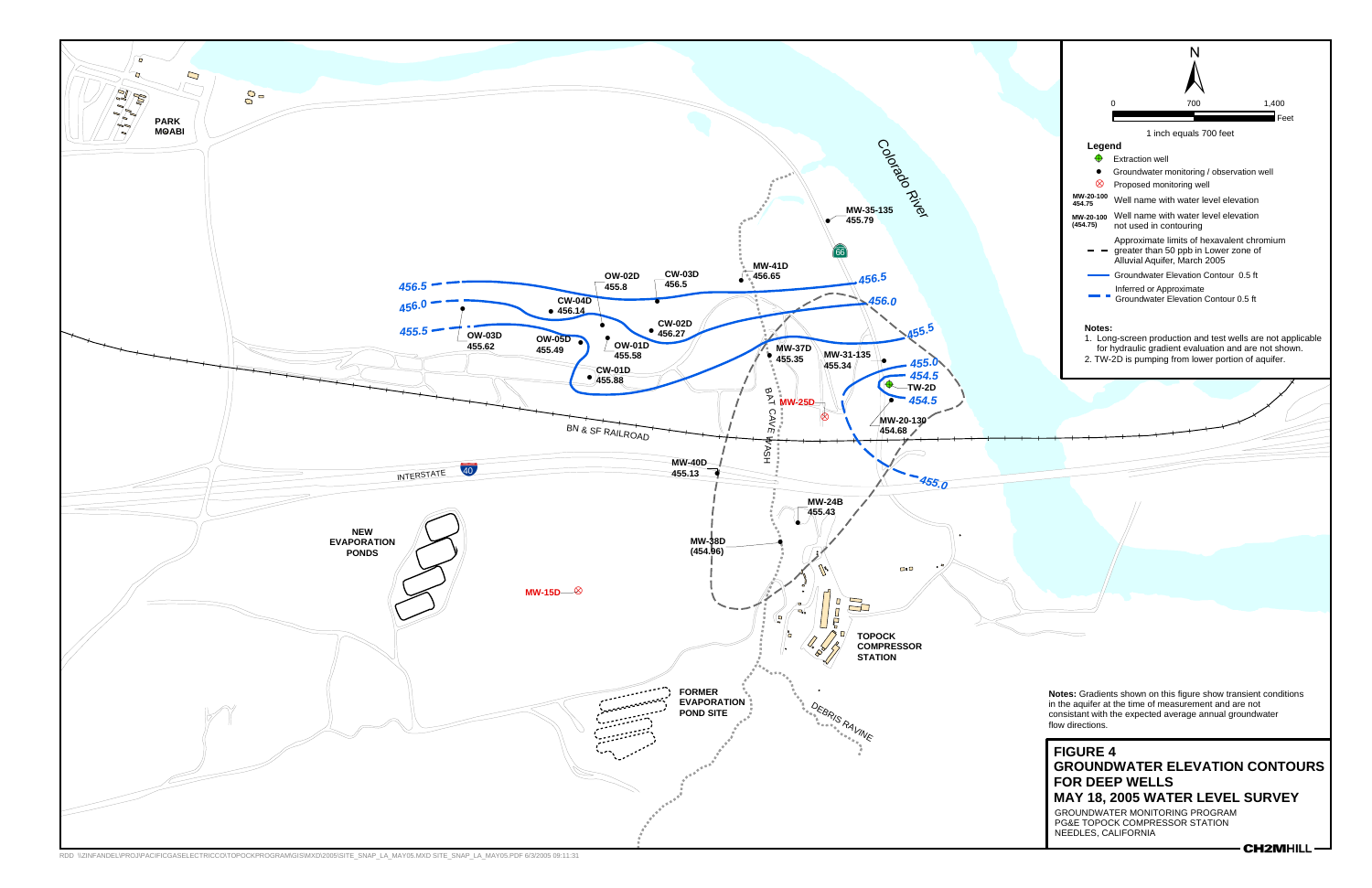# FIGURE 4
# GROUNDWATER ELEVATION CONTOURS FOR DEEP WELLS
# MAY 18, 2005 WATER LEVEL SURVEY

GROUNDWATER MONITORING PROGRAM
PG&E TOPOCK COMPRESSOR STATION
NEEDLES, CALIFORNIA

CH2MHILL

N

0 700 1,400
Feet

1 inch equals 700 feet

**Legend**

- Extraction well
- Groundwater monitoring / observation well
- Proposed monitoring well
- MW-20-100 454.75 — Well name with water level elevation
- MW-20-100 (454.75) — Well name with water level elevation not used in contouring
- Approximate limits of hexavalent chromium greater than 50 ppb in Lower zone of Alluvial Aquifer, March 2005
- Groundwater Elevation Contour 0.5 ft
- Inferred or Approximate Groundwater Elevation Contour 0.5 ft

**Notes:**

1. Long-screen production and test wells are not applicable for hydraulic gradient evaluation and are not shown.
2. TW-2D is pumping from lower portion of aquifer.

**Notes:** Gradients shown on this figure show transient conditions in the aquifer at the time of measurement and are not consistant with the expected average annual groundwater flow directions.

PARK MOABI
Colorado River
66
BN & SF RAILROAD
INTERSTATE 40
BAT CAVE WASH
DEBRIS RAVINE
NEW EVAPORATION PONDS
FORMER EVAPORATION POND SITE
TOPOCK COMPRESSOR STATION

456.5
456.0
455.5
455.0
454.5

MW-35-135 455.79
MW-41D 456.65
OW-02D 455.8
CW-03D 456.5
CW-04D 456.14
CW-02D 456.27
OW-03D 455.62
OW-05D 455.49
OW-01D 455.58
CW-01D 455.88
MW-37D 455.35
MW-31-135 455.34
TW-2D
MW-25D
MW-20-130 454.68
MW-40D 455.13
MW-24B 455.43
MW-38D (454.96)
MW-15D

RDD \\ZINFANDEL\PROJ\PACIFICGASELECTRICCO\TOPOCKPROGRAM\GIS\MXD\2005\SITE_SNAP_LA_MAY05.MXD SITE_SNAP_LA_MAY05.PDF 6/3/2005 09:11:31